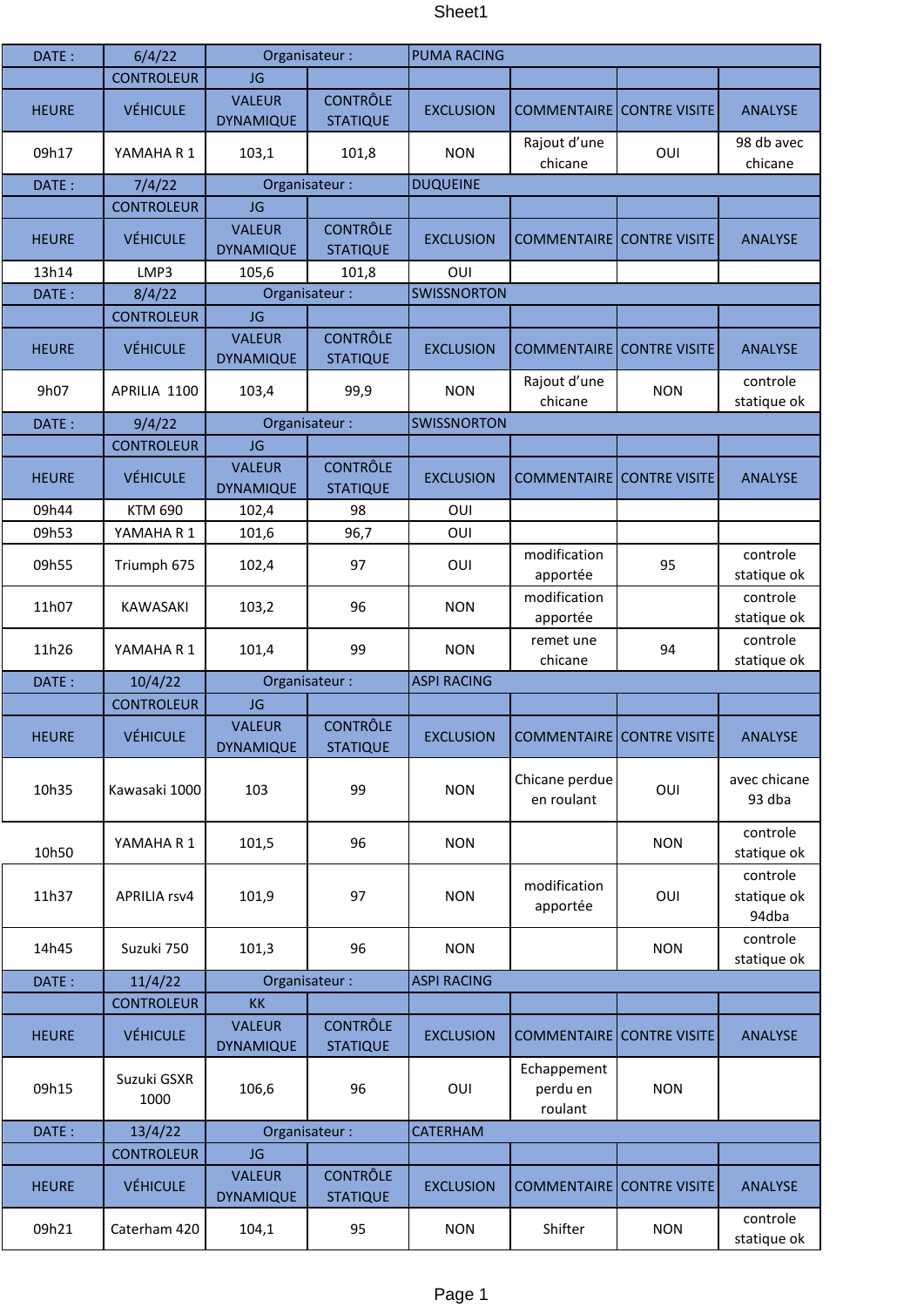Sheet1

| DATE : | 6/4/22 | Organisateur : | | PUMA RACING | | | |
|---|---|---|---|---|---|---|---|
| | CONTROLEUR | JG | | | | | |
| HEURE | VÉHICULE | VALEUR DYNAMIQUE | CONTRÔLE STATIQUE | EXCLUSION | COMMENTAIRE | CONTRE VISITE | ANALYSE |
| 09h17 | YAMAHA R 1 | 103,1 | 101,8 | NON | Rajout d'une chicane | OUI | 98 db avec chicane |
| DATE : | 7/4/22 | Organisateur : | | DUQUEINE | | | |
| | CONTROLEUR | JG | | | | | |
| HEURE | VÉHICULE | VALEUR DYNAMIQUE | CONTRÔLE STATIQUE | EXCLUSION | COMMENTAIRE | CONTRE VISITE | ANALYSE |
| 13h14 | LMP3 | 105,6 | 101,8 | OUI | | | |
| DATE : | 8/4/22 | Organisateur : | | SWISSNORTON | | | |
| | CONTROLEUR | JG | | | | | |
| HEURE | VÉHICULE | VALEUR DYNAMIQUE | CONTRÔLE STATIQUE | EXCLUSION | COMMENTAIRE | CONTRE VISITE | ANALYSE |
| 9h07 | APRILIA 1100 | 103,4 | 99,9 | NON | Rajout d'une chicane | NON | controle statique ok |
| DATE : | 9/4/22 | Organisateur : | | SWISSNORTON | | | |
| | CONTROLEUR | JG | | | | | |
| HEURE | VÉHICULE | VALEUR DYNAMIQUE | CONTRÔLE STATIQUE | EXCLUSION | COMMENTAIRE | CONTRE VISITE | ANALYSE |
| 09h44 | KTM 690 | 102,4 | 98 | OUI | | | |
| 09h53 | YAMAHA R 1 | 101,6 | 96,7 | OUI | | | |
| 09h55 | Triumph 675 | 102,4 | 97 | OUI | modification apportée | 95 | controle statique ok |
| 11h07 | KAWASAKI | 103,2 | 96 | NON | modification apportée | | controle statique ok |
| 11h26 | YAMAHA R 1 | 101,4 | 99 | NON | remet une chicane | 94 | controle statique ok |
| DATE : | 10/4/22 | Organisateur : | | ASPI RACING | | | |
| | CONTROLEUR | JG | | | | | |
| HEURE | VÉHICULE | VALEUR DYNAMIQUE | CONTRÔLE STATIQUE | EXCLUSION | COMMENTAIRE | CONTRE VISITE | ANALYSE |
| 10h35 | Kawasaki 1000 | 103 | 99 | NON | Chicane perdue en roulant | OUI | avec chicane 93 dba |
| 10h50 | YAMAHA R 1 | 101,5 | 96 | NON | | NON | controle statique ok |
| 11h37 | APRILIA rsv4 | 101,9 | 97 | NON | modification apportée | OUI | controle statique ok 94dba |
| 14h45 | Suzuki 750 | 101,3 | 96 | NON | | NON | controle statique ok |
| DATE : | 11/4/22 | Organisateur : | | ASPI RACING | | | |
| | CONTROLEUR | KK | | | | | |
| HEURE | VÉHICULE | VALEUR DYNAMIQUE | CONTRÔLE STATIQUE | EXCLUSION | COMMENTAIRE | CONTRE VISITE | ANALYSE |
| 09h15 | Suzuki GSXR 1000 | 106,6 | 96 | OUI | Echappement perdu en roulant | NON | |
| DATE : | 13/4/22 | Organisateur : | | CATERHAM | | | |
| | CONTROLEUR | JG | | | | | |
| HEURE | VÉHICULE | VALEUR DYNAMIQUE | CONTRÔLE STATIQUE | EXCLUSION | COMMENTAIRE | CONTRE VISITE | ANALYSE |
| 09h21 | Caterham 420 | 104,1 | 95 | NON | Shifter | NON | controle statique ok |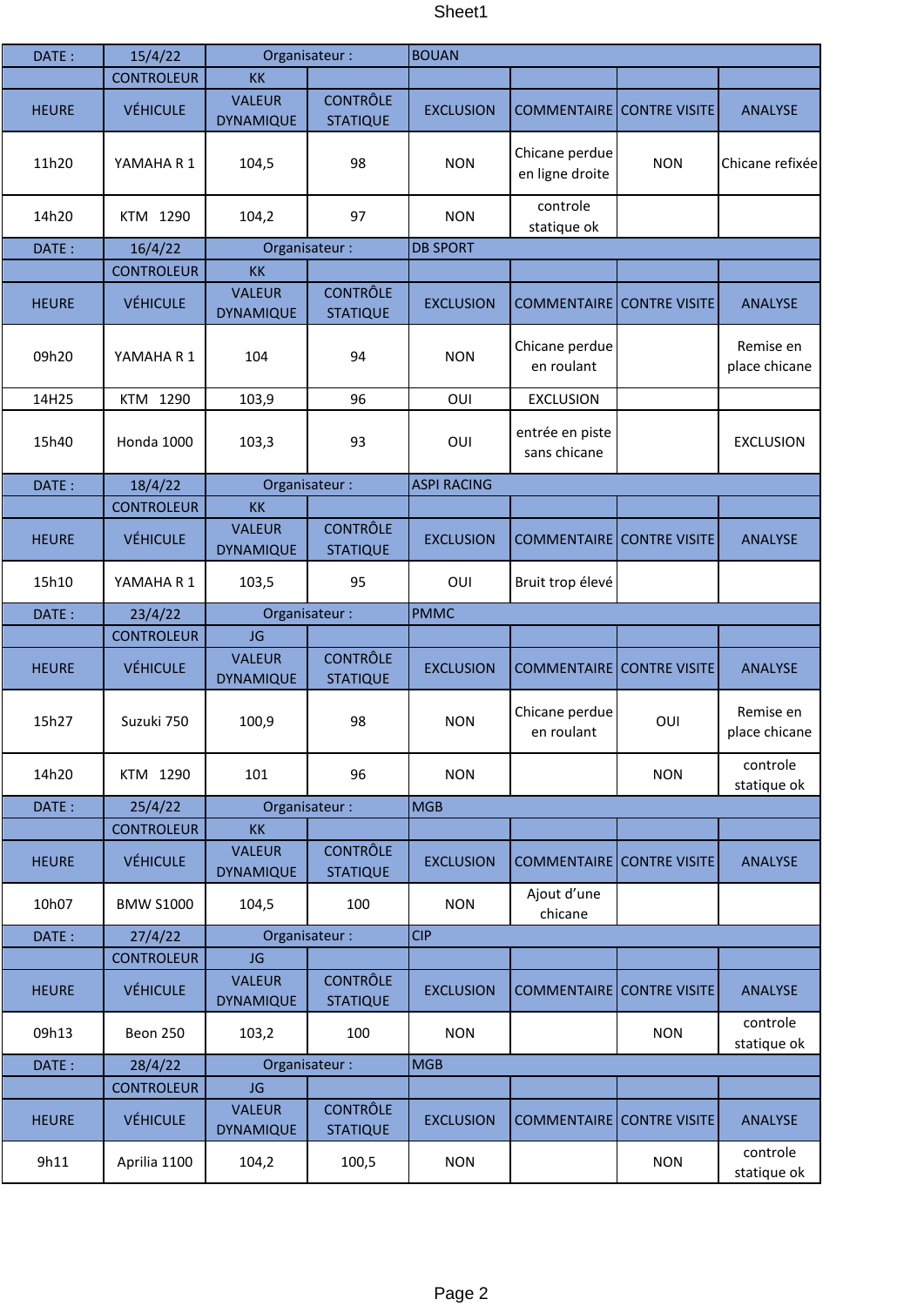| DATE : | 15/4/22 | Organisateur : | | BOUAN | | | |
|---|---|---|---|---|---|---|---|
| | CONTROLEUR | KK | | | | | |
| HEURE | VÉHICULE | VALEUR DYNAMIQUE | CONTRÔLE STATIQUE | EXCLUSION | COMMENTAIRE | CONTRE VISITE | ANALYSE |
| 11h20 | YAMAHA R 1 | 104,5 | 98 | NON | Chicane perdue en ligne droite | NON | Chicane refixée |
| 14h20 | KTM 1290 | 104,2 | 97 | NON | controle statique ok | | |
| DATE : | 16/4/22 | Organisateur : | | DB SPORT | | | |
| | CONTROLEUR | KK | | | | | |
| HEURE | VÉHICULE | VALEUR DYNAMIQUE | CONTRÔLE STATIQUE | EXCLUSION | COMMENTAIRE | CONTRE VISITE | ANALYSE |
| 09h20 | YAMAHA R 1 | 104 | 94 | NON | Chicane perdue en roulant | | Remise en place chicane |
| 14H25 | KTM 1290 | 103,9 | 96 | OUI | EXCLUSION | | |
| 15h40 | Honda 1000 | 103,3 | 93 | OUI | entrée en piste sans chicane | | EXCLUSION |
| DATE : | 18/4/22 | Organisateur : | | ASPI RACING | | | |
| | CONTROLEUR | KK | | | | | |
| HEURE | VÉHICULE | VALEUR DYNAMIQUE | CONTRÔLE STATIQUE | EXCLUSION | COMMENTAIRE | CONTRE VISITE | ANALYSE |
| 15h10 | YAMAHA R 1 | 103,5 | 95 | OUI | Bruit trop élevé | | |
| DATE : | 23/4/22 | Organisateur : | | PMMC | | | |
| | CONTROLEUR | JG | | | | | |
| HEURE | VÉHICULE | VALEUR DYNAMIQUE | CONTRÔLE STATIQUE | EXCLUSION | COMMENTAIRE | CONTRE VISITE | ANALYSE |
| 15h27 | Suzuki 750 | 100,9 | 98 | NON | Chicane perdue en roulant | OUI | Remise en place chicane |
| 14h20 | KTM 1290 | 101 | 96 | NON | | NON | controle statique ok |
| DATE : | 25/4/22 | Organisateur : | | MGB | | | |
| | CONTROLEUR | KK | | | | | |
| HEURE | VÉHICULE | VALEUR DYNAMIQUE | CONTRÔLE STATIQUE | EXCLUSION | COMMENTAIRE | CONTRE VISITE | ANALYSE |
| 10h07 | BMW S1000 | 104,5 | 100 | NON | Ajout d'une chicane | | |
| DATE : | 27/4/22 | Organisateur : | | CIP | | | |
| | CONTROLEUR | JG | | | | | |
| HEURE | VÉHICULE | VALEUR DYNAMIQUE | CONTRÔLE STATIQUE | EXCLUSION | COMMENTAIRE | CONTRE VISITE | ANALYSE |
| 09h13 | Beon 250 | 103,2 | 100 | NON | | NON | controle statique ok |
| DATE : | 28/4/22 | Organisateur : | | MGB | | | |
| | CONTROLEUR | JG | | | | | |
| HEURE | VÉHICULE | VALEUR DYNAMIQUE | CONTRÔLE STATIQUE | EXCLUSION | COMMENTAIRE | CONTRE VISITE | ANALYSE |
| 9h11 | Aprilia 1100 | 104,2 | 100,5 | NON | | NON | controle statique ok |